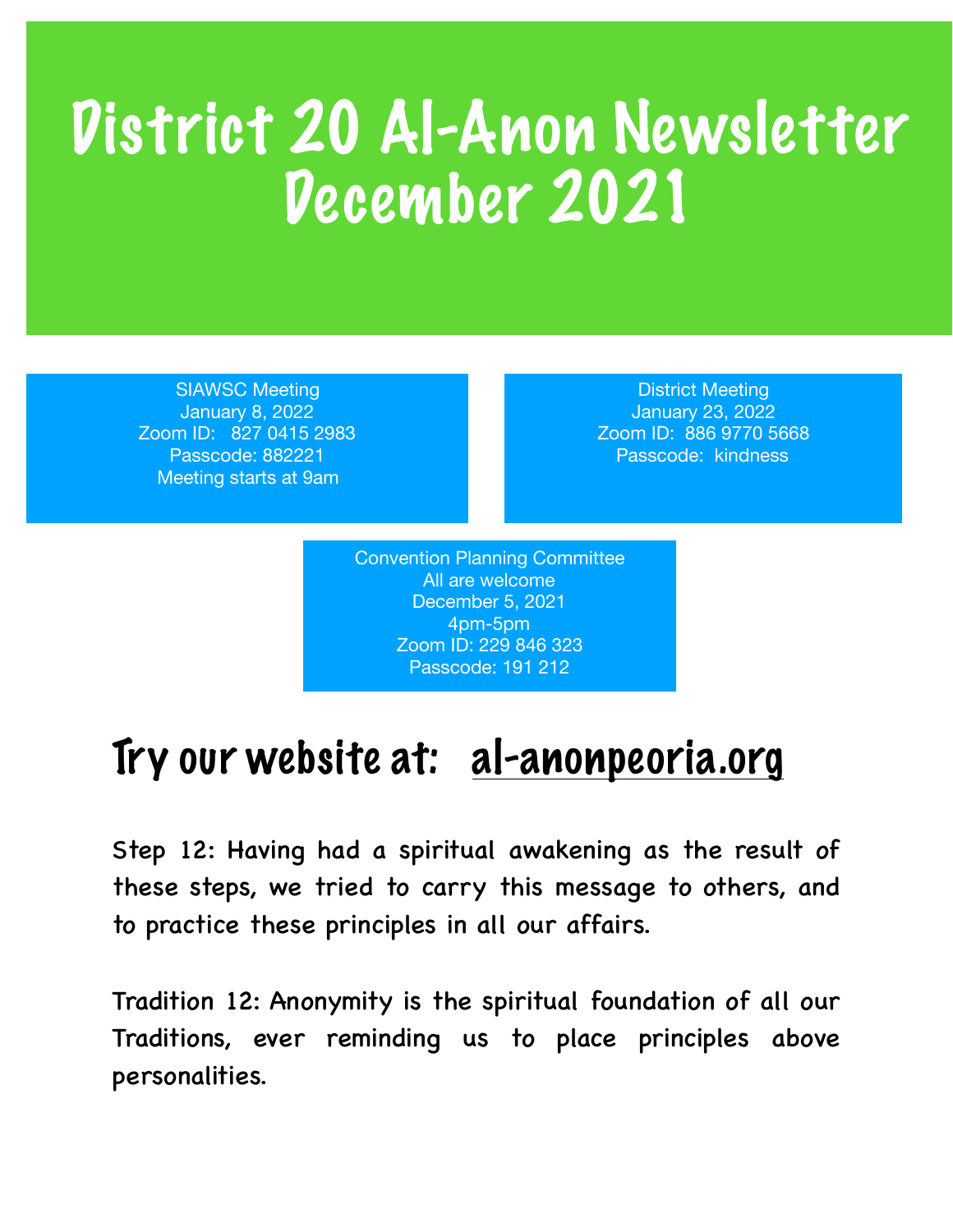# District 20 Al-Anon Newsletter December 2021

SIAWSC Meeting
January 8, 2022
Zoom ID: 827 0415 2983
Passcode: 882221
Meeting starts at 9am

District Meeting
January 23, 2022
Zoom ID: 886 9770 5668
Passcode: kindness

Convention Planning Committee
All are welcome
December 5, 2021
4pm-5pm
Zoom ID: 229 846 323
Passcode: 191 212

## Try our website at: al-anonpeoria.org

Step 12: Having had a spiritual awakening as the result of these steps, we tried to carry this message to others, and to practice these principles in all our affairs.

Tradition 12: Anonymity is the spiritual foundation of all our Traditions, ever reminding us to place principles above personalities.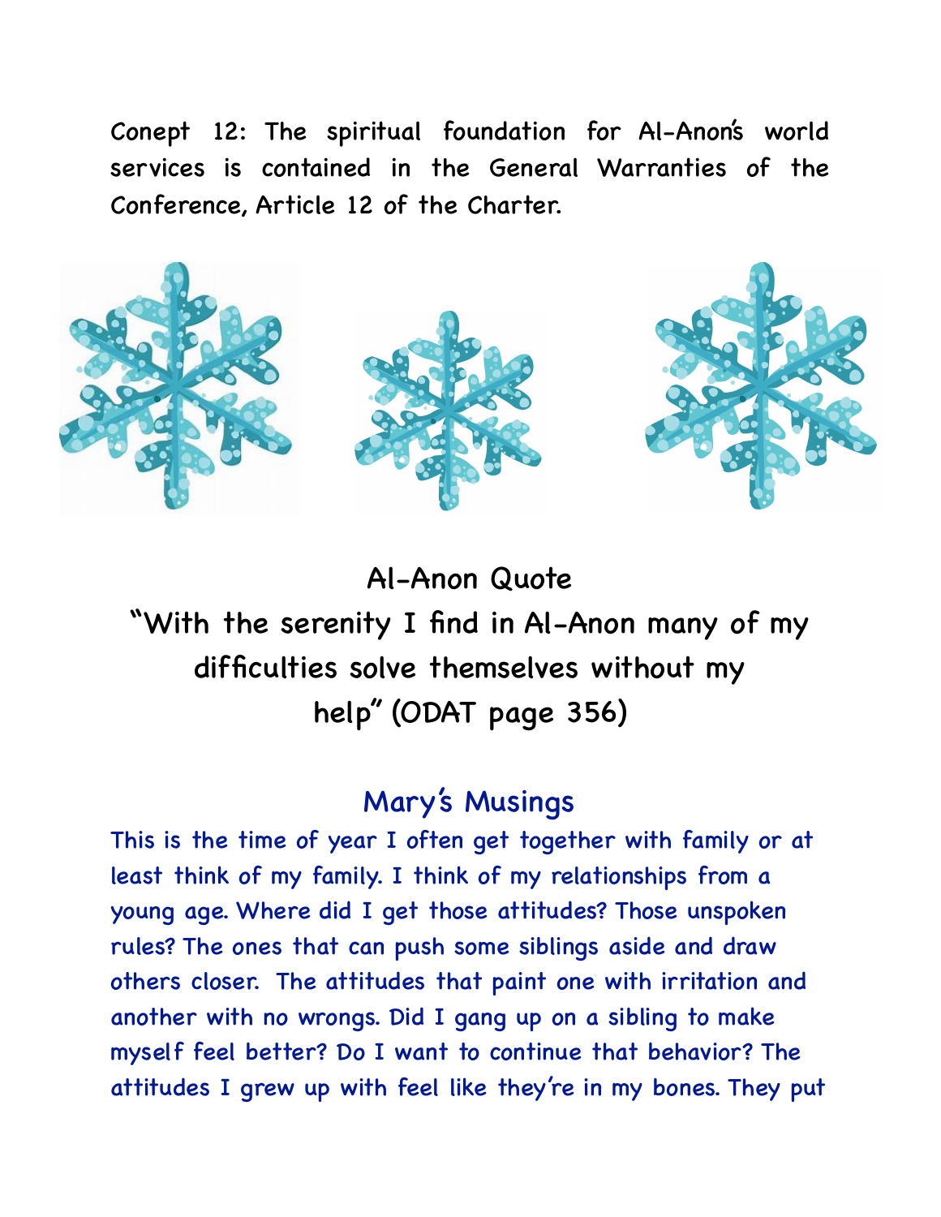Conept 12: The spiritual foundation for Al-Anon's world services is contained in the General Warranties of the Conference, Article 12 of the Charter.

## Al-Anon Quote

"With the serenity I find in Al-Anon many of my difficulties solve themselves without my help" (ODAT page 356)

## Mary's Musings

This is the time of year I often get together with family or at least think of my family. I think of my relationships from a young age. Where did I get those attitudes? Those unspoken rules? The ones that can push some siblings aside and draw others closer. The attitudes that paint one with irritation and another with no wrongs. Did I gang up on a sibling to make myself feel better? Do I want to continue that behavior? The attitudes I grew up with feel like they're in my bones. They put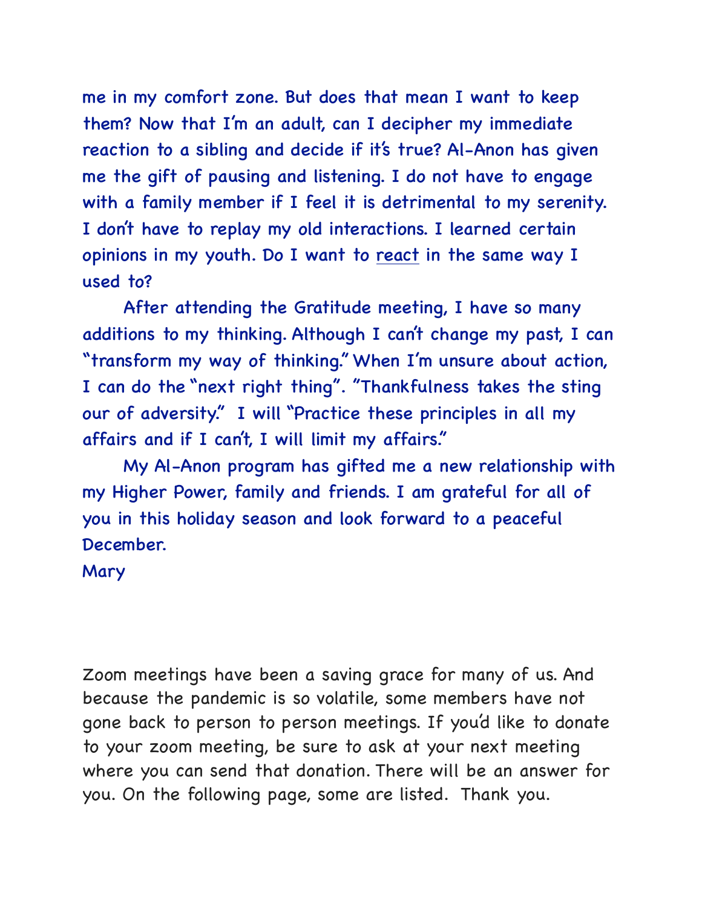me in my comfort zone. But does that mean I want to keep them? Now that I'm an adult, can I decipher my immediate reaction to a sibling and decide if it's true? Al-Anon has given me the gift of pausing and listening. I do not have to engage with a family member if I feel it is detrimental to my serenity. I don't have to replay my old interactions. I learned certain opinions in my youth. Do I want to <u>react</u> in the same way I used to?

After attending the Gratitude meeting, I have so many additions to my thinking. Although I can't change my past, I can "transform my way of thinking." When I'm unsure about action, I can do the "next right thing". "Thankfulness takes the sting our of adversity." I will "Practice these principles in all my affairs and if I can't, I will limit my affairs."

My Al-Anon program has gifted me a new relationship with my Higher Power, family and friends. I am grateful for all of you in this holiday season and look forward to a peaceful December.

Mary

Zoom meetings have been a saving grace for many of us. And because the pandemic is so volatile, some members have not gone back to person to person meetings. If you'd like to donate to your zoom meeting, be sure to ask at your next meeting where you can send that donation. There will be an answer for you. On the following page, some are listed. Thank you.